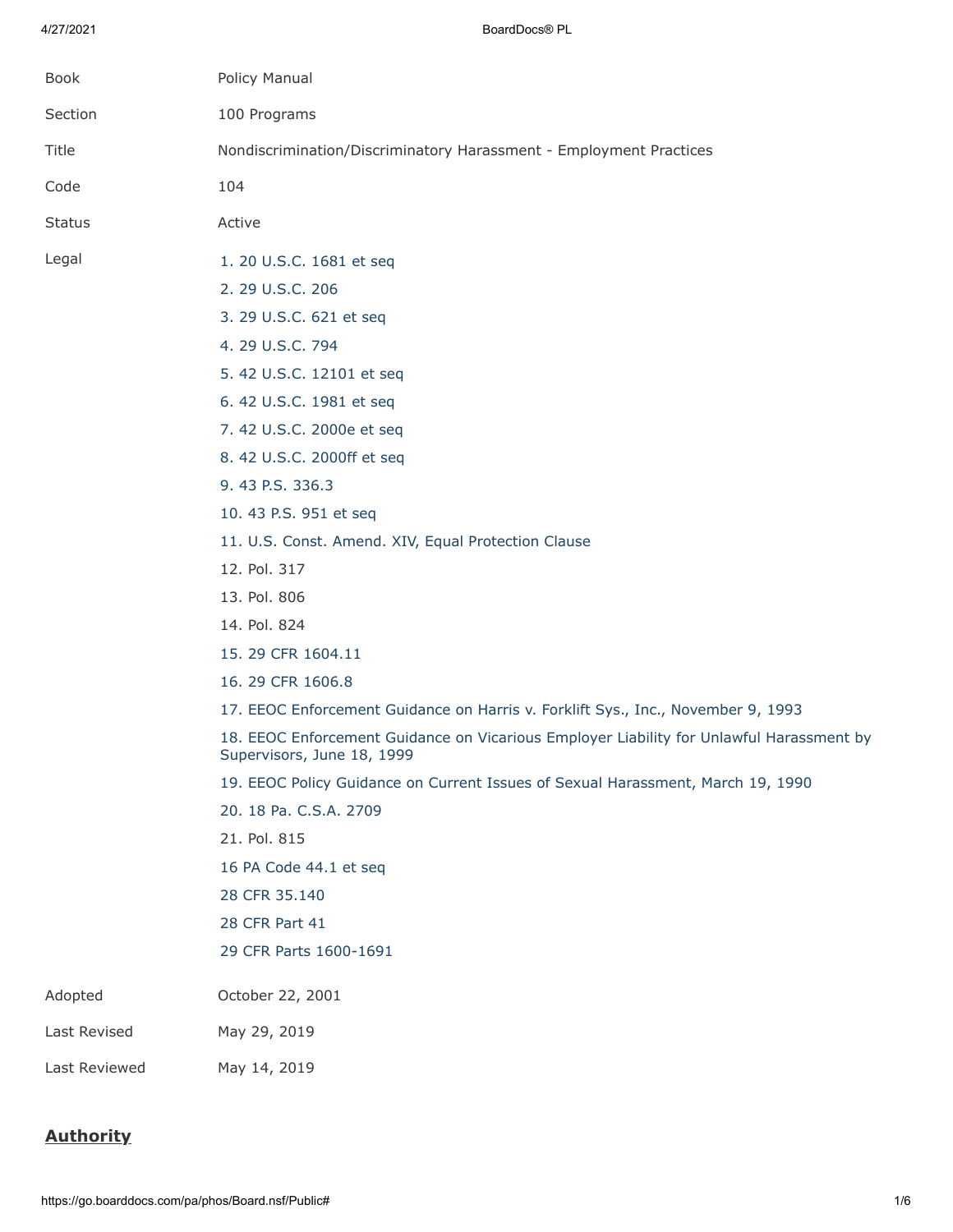| | |
|---|---|
| Book | Policy Manual |
| Section | 100 Programs |
| Title | Nondiscrimination/Discriminatory Harassment - Employment Practices |
| Code | 104 |
| Status | Active |
| Legal | 1. 20 U.S.C. 1681 et seq<br>2. 29 U.S.C. 206<br>3. 29 U.S.C. 621 et seq<br>4. 29 U.S.C. 794<br>5. 42 U.S.C. 12101 et seq<br>6. 42 U.S.C. 1981 et seq<br>7. 42 U.S.C. 2000e et seq<br>8. 42 U.S.C. 2000ff et seq<br>9. 43 P.S. 336.3<br>10. 43 P.S. 951 et seq<br>11. U.S. Const. Amend. XIV, Equal Protection Clause<br>12. Pol. 317<br>13. Pol. 806<br>14. Pol. 824<br>15. 29 CFR 1604.11<br>16. 29 CFR 1606.8<br>17. EEOC Enforcement Guidance on Harris v. Forklift Sys., Inc., November 9, 1993<br>18. EEOC Enforcement Guidance on Vicarious Employer Liability for Unlawful Harassment by Supervisors, June 18, 1999<br>19. EEOC Policy Guidance on Current Issues of Sexual Harassment, March 19, 1990<br>20. 18 Pa. C.S.A. 2709<br>21. Pol. 815<br>16 PA Code 44.1 et seq<br>28 CFR 35.140<br>28 CFR Part 41<br>29 CFR Parts 1600-1691 |
| Adopted | October 22, 2001 |
| Last Revised | May 29, 2019 |
| Last Reviewed | May 14, 2019 |

## Authority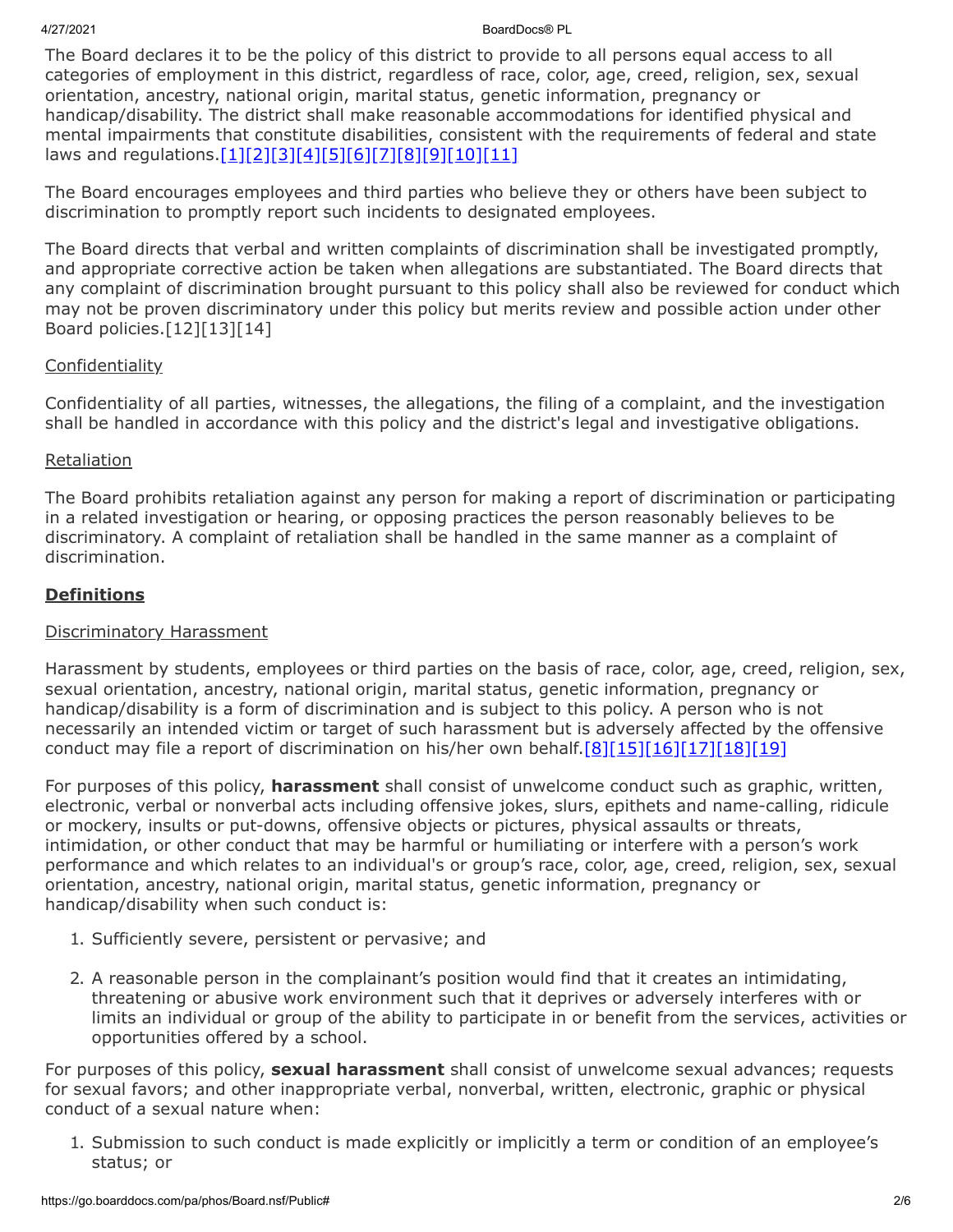The Board declares it to be the policy of this district to provide to all persons equal access to all categories of employment in this district, regardless of race, color, age, creed, religion, sex, sexual orientation, ancestry, national origin, marital status, genetic information, pregnancy or handicap/disability. The district shall make reasonable accommodations for identified physical and mental impairments that constitute disabilities, consistent with the requirements of federal and state laws and regulations.[1][2][3][4][5][6][7][8][9][10][11]

The Board encourages employees and third parties who believe they or others have been subject to discrimination to promptly report such incidents to designated employees.

The Board directs that verbal and written complaints of discrimination shall be investigated promptly, and appropriate corrective action be taken when allegations are substantiated. The Board directs that any complaint of discrimination brought pursuant to this policy shall also be reviewed for conduct which may not be proven discriminatory under this policy but merits review and possible action under other Board policies.[12][13][14]

Confidentiality

Confidentiality of all parties, witnesses, the allegations, the filing of a complaint, and the investigation shall be handled in accordance with this policy and the district's legal and investigative obligations.

Retaliation

The Board prohibits retaliation against any person for making a report of discrimination or participating in a related investigation or hearing, or opposing practices the person reasonably believes to be discriminatory. A complaint of retaliation shall be handled in the same manner as a complaint of discrimination.

**Definitions**

Discriminatory Harassment

Harassment by students, employees or third parties on the basis of race, color, age, creed, religion, sex, sexual orientation, ancestry, national origin, marital status, genetic information, pregnancy or handicap/disability is a form of discrimination and is subject to this policy. A person who is not necessarily an intended victim or target of such harassment but is adversely affected by the offensive conduct may file a report of discrimination on his/her own behalf.[8][15][16][17][18][19]

For purposes of this policy, **harassment** shall consist of unwelcome conduct such as graphic, written, electronic, verbal or nonverbal acts including offensive jokes, slurs, epithets and name-calling, ridicule or mockery, insults or put-downs, offensive objects or pictures, physical assaults or threats, intimidation, or other conduct that may be harmful or humiliating or interfere with a person's work performance and which relates to an individual's or group's race, color, age, creed, religion, sex, sexual orientation, ancestry, national origin, marital status, genetic information, pregnancy or handicap/disability when such conduct is:

1. Sufficiently severe, persistent or pervasive; and
2. A reasonable person in the complainant's position would find that it creates an intimidating, threatening or abusive work environment such that it deprives or adversely interferes with or limits an individual or group of the ability to participate in or benefit from the services, activities or opportunities offered by a school.

For purposes of this policy, **sexual harassment** shall consist of unwelcome sexual advances; requests for sexual favors; and other inappropriate verbal, nonverbal, written, electronic, graphic or physical conduct of a sexual nature when:

1. Submission to such conduct is made explicitly or implicitly a term or condition of an employee's status; or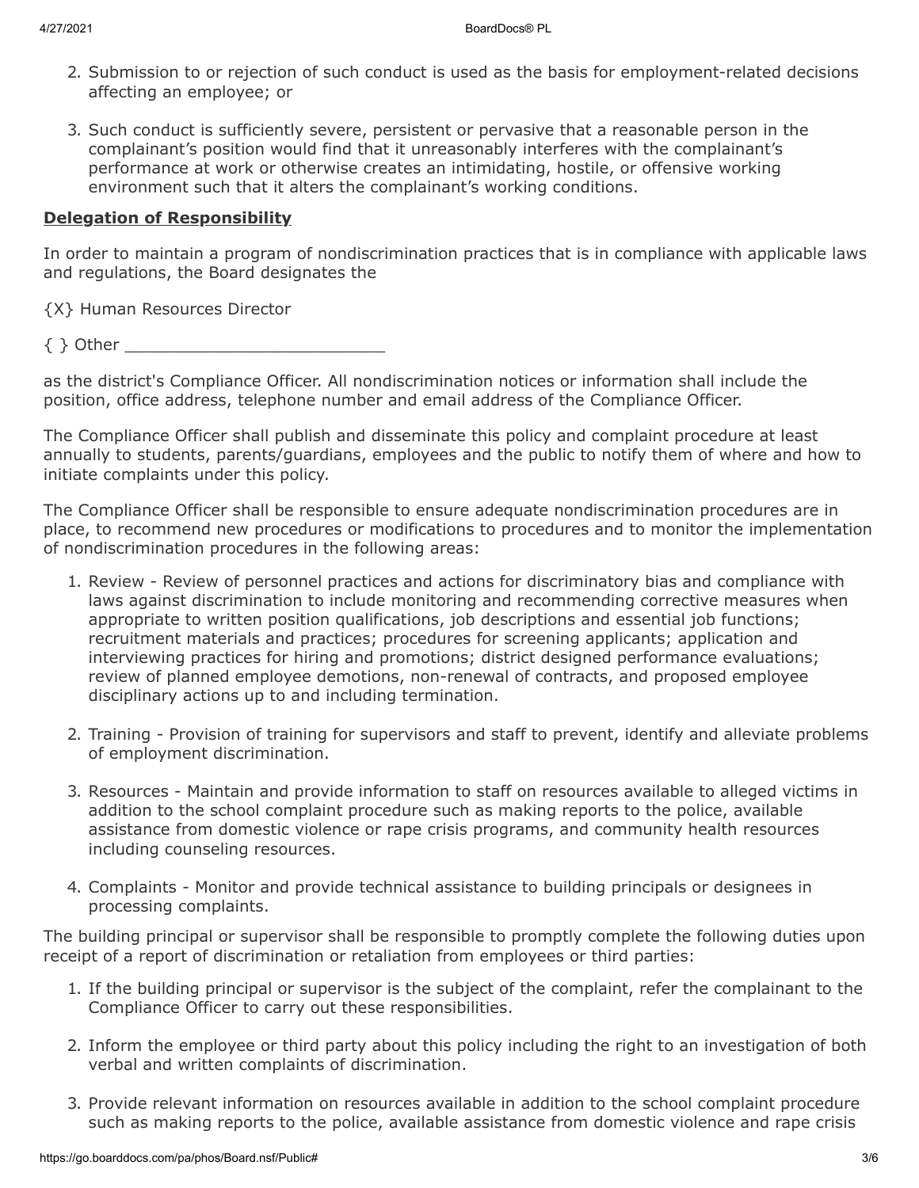2. Submission to or rejection of such conduct is used as the basis for employment-related decisions affecting an employee; or

3. Such conduct is sufficiently severe, persistent or pervasive that a reasonable person in the complainant's position would find that it unreasonably interferes with the complainant's performance at work or otherwise creates an intimidating, hostile, or offensive working environment such that it alters the complainant's working conditions.

**Delegation of Responsibility**

In order to maintain a program of nondiscrimination practices that is in compliance with applicable laws and regulations, the Board designates the

{X} Human Resources Director

{ } Other __________________________

as the district's Compliance Officer. All nondiscrimination notices or information shall include the position, office address, telephone number and email address of the Compliance Officer.

The Compliance Officer shall publish and disseminate this policy and complaint procedure at least annually to students, parents/guardians, employees and the public to notify them of where and how to initiate complaints under this policy.

The Compliance Officer shall be responsible to ensure adequate nondiscrimination procedures are in place, to recommend new procedures or modifications to procedures and to monitor the implementation of nondiscrimination procedures in the following areas:

1. Review - Review of personnel practices and actions for discriminatory bias and compliance with laws against discrimination to include monitoring and recommending corrective measures when appropriate to written position qualifications, job descriptions and essential job functions; recruitment materials and practices; procedures for screening applicants; application and interviewing practices for hiring and promotions; district designed performance evaluations; review of planned employee demotions, non-renewal of contracts, and proposed employee disciplinary actions up to and including termination.

2. Training - Provision of training for supervisors and staff to prevent, identify and alleviate problems of employment discrimination.

3. Resources - Maintain and provide information to staff on resources available to alleged victims in addition to the school complaint procedure such as making reports to the police, available assistance from domestic violence or rape crisis programs, and community health resources including counseling resources.

4. Complaints - Monitor and provide technical assistance to building principals or designees in processing complaints.

The building principal or supervisor shall be responsible to promptly complete the following duties upon receipt of a report of discrimination or retaliation from employees or third parties:

1. If the building principal or supervisor is the subject of the complaint, refer the complainant to the Compliance Officer to carry out these responsibilities.

2. Inform the employee or third party about this policy including the right to an investigation of both verbal and written complaints of discrimination.

3. Provide relevant information on resources available in addition to the school complaint procedure such as making reports to the police, available assistance from domestic violence and rape crisis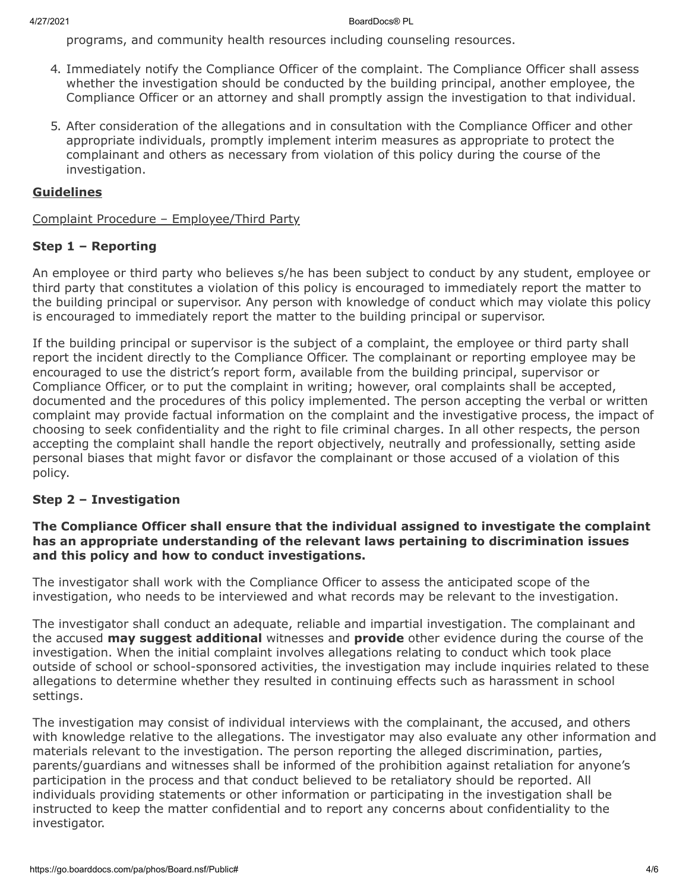programs, and community health resources including counseling resources.

4. Immediately notify the Compliance Officer of the complaint. The Compliance Officer shall assess whether the investigation should be conducted by the building principal, another employee, the Compliance Officer or an attorney and shall promptly assign the investigation to that individual.

5. After consideration of the allegations and in consultation with the Compliance Officer and other appropriate individuals, promptly implement interim measures as appropriate to protect the complainant and others as necessary from violation of this policy during the course of the investigation.

**Guidelines**

Complaint Procedure – Employee/Third Party

### Step 1 – Reporting

An employee or third party who believes s/he has been subject to conduct by any student, employee or third party that constitutes a violation of this policy is encouraged to immediately report the matter to the building principal or supervisor. Any person with knowledge of conduct which may violate this policy is encouraged to immediately report the matter to the building principal or supervisor.

If the building principal or supervisor is the subject of a complaint, the employee or third party shall report the incident directly to the Compliance Officer. The complainant or reporting employee may be encouraged to use the district's report form, available from the building principal, supervisor or Compliance Officer, or to put the complaint in writing; however, oral complaints shall be accepted, documented and the procedures of this policy implemented. The person accepting the verbal or written complaint may provide factual information on the complaint and the investigative process, the impact of choosing to seek confidentiality and the right to file criminal charges. In all other respects, the person accepting the complaint shall handle the report objectively, neutrally and professionally, setting aside personal biases that might favor or disfavor the complainant or those accused of a violation of this policy.

### Step 2 – Investigation

**The Compliance Officer shall ensure that the individual assigned to investigate the complaint has an appropriate understanding of the relevant laws pertaining to discrimination issues and this policy and how to conduct investigations.**

The investigator shall work with the Compliance Officer to assess the anticipated scope of the investigation, who needs to be interviewed and what records may be relevant to the investigation.

The investigator shall conduct an adequate, reliable and impartial investigation. The complainant and the accused **may suggest additional** witnesses and **provide** other evidence during the course of the investigation. When the initial complaint involves allegations relating to conduct which took place outside of school or school-sponsored activities, the investigation may include inquiries related to these allegations to determine whether they resulted in continuing effects such as harassment in school settings.

The investigation may consist of individual interviews with the complainant, the accused, and others with knowledge relative to the allegations. The investigator may also evaluate any other information and materials relevant to the investigation. The person reporting the alleged discrimination, parties, parents/guardians and witnesses shall be informed of the prohibition against retaliation for anyone's participation in the process and that conduct believed to be retaliatory should be reported. All individuals providing statements or other information or participating in the investigation shall be instructed to keep the matter confidential and to report any concerns about confidentiality to the investigator.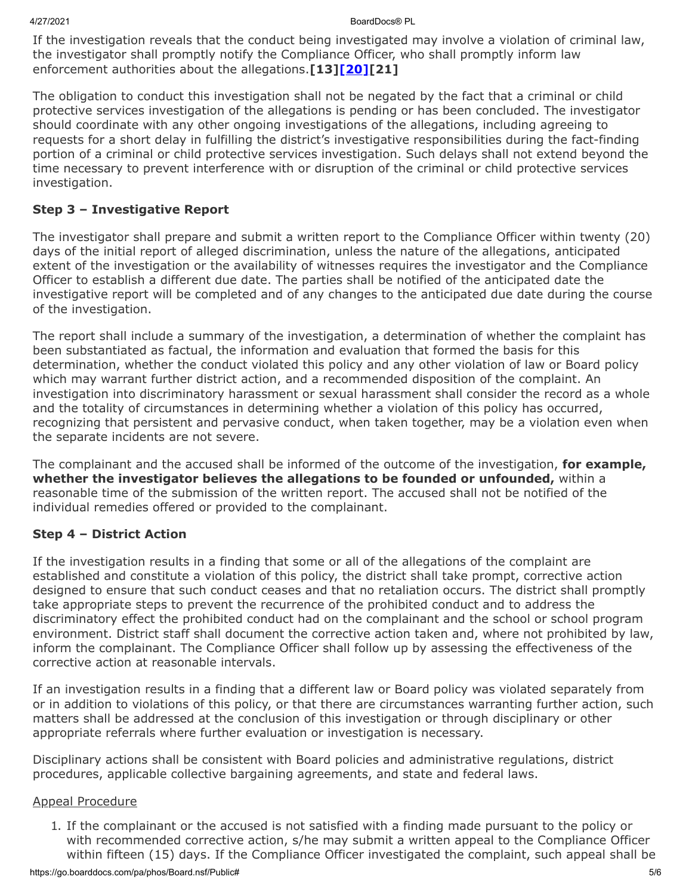If the investigation reveals that the conduct being investigated may involve a violation of criminal law, the investigator shall promptly notify the Compliance Officer, who shall promptly inform law enforcement authorities about the allegations.**[13][20][21]**

The obligation to conduct this investigation shall not be negated by the fact that a criminal or child protective services investigation of the allegations is pending or has been concluded. The investigator should coordinate with any other ongoing investigations of the allegations, including agreeing to requests for a short delay in fulfilling the district's investigative responsibilities during the fact-finding portion of a criminal or child protective services investigation. Such delays shall not extend beyond the time necessary to prevent interference with or disruption of the criminal or child protective services investigation.

### Step 3 – Investigative Report

The investigator shall prepare and submit a written report to the Compliance Officer within twenty (20) days of the initial report of alleged discrimination, unless the nature of the allegations, anticipated extent of the investigation or the availability of witnesses requires the investigator and the Compliance Officer to establish a different due date. The parties shall be notified of the anticipated date the investigative report will be completed and of any changes to the anticipated due date during the course of the investigation.

The report shall include a summary of the investigation, a determination of whether the complaint has been substantiated as factual, the information and evaluation that formed the basis for this determination, whether the conduct violated this policy and any other violation of law or Board policy which may warrant further district action, and a recommended disposition of the complaint. An investigation into discriminatory harassment or sexual harassment shall consider the record as a whole and the totality of circumstances in determining whether a violation of this policy has occurred, recognizing that persistent and pervasive conduct, when taken together, may be a violation even when the separate incidents are not severe.

The complainant and the accused shall be informed of the outcome of the investigation, **for example, whether the investigator believes the allegations to be founded or unfounded,** within a reasonable time of the submission of the written report. The accused shall not be notified of the individual remedies offered or provided to the complainant.

### Step 4 – District Action

If the investigation results in a finding that some or all of the allegations of the complaint are established and constitute a violation of this policy, the district shall take prompt, corrective action designed to ensure that such conduct ceases and that no retaliation occurs. The district shall promptly take appropriate steps to prevent the recurrence of the prohibited conduct and to address the discriminatory effect the prohibited conduct had on the complainant and the school or school program environment. District staff shall document the corrective action taken and, where not prohibited by law, inform the complainant. The Compliance Officer shall follow up by assessing the effectiveness of the corrective action at reasonable intervals.

If an investigation results in a finding that a different law or Board policy was violated separately from or in addition to violations of this policy, or that there are circumstances warranting further action, such matters shall be addressed at the conclusion of this investigation or through disciplinary or other appropriate referrals where further evaluation or investigation is necessary.

Disciplinary actions shall be consistent with Board policies and administrative regulations, district procedures, applicable collective bargaining agreements, and state and federal laws.

<u>Appeal Procedure</u>

1. If the complainant or the accused is not satisfied with a finding made pursuant to the policy or with recommended corrective action, s/he may submit a written appeal to the Compliance Officer within fifteen (15) days. If the Compliance Officer investigated the complaint, such appeal shall be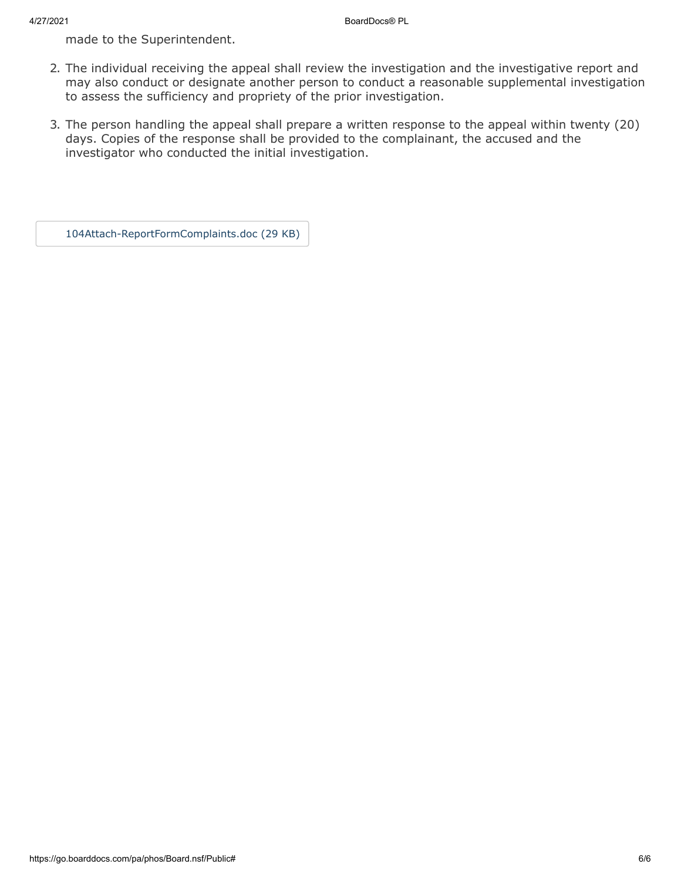made to the Superintendent.

2. The individual receiving the appeal shall review the investigation and the investigative report and may also conduct or designate another person to conduct a reasonable supplemental investigation to assess the sufficiency and propriety of the prior investigation.
3. The person handling the appeal shall prepare a written response to the appeal within twenty (20) days. Copies of the response shall be provided to the complainant, the accused and the investigator who conducted the initial investigation.

104Attach-ReportFormComplaints.doc (29 KB)